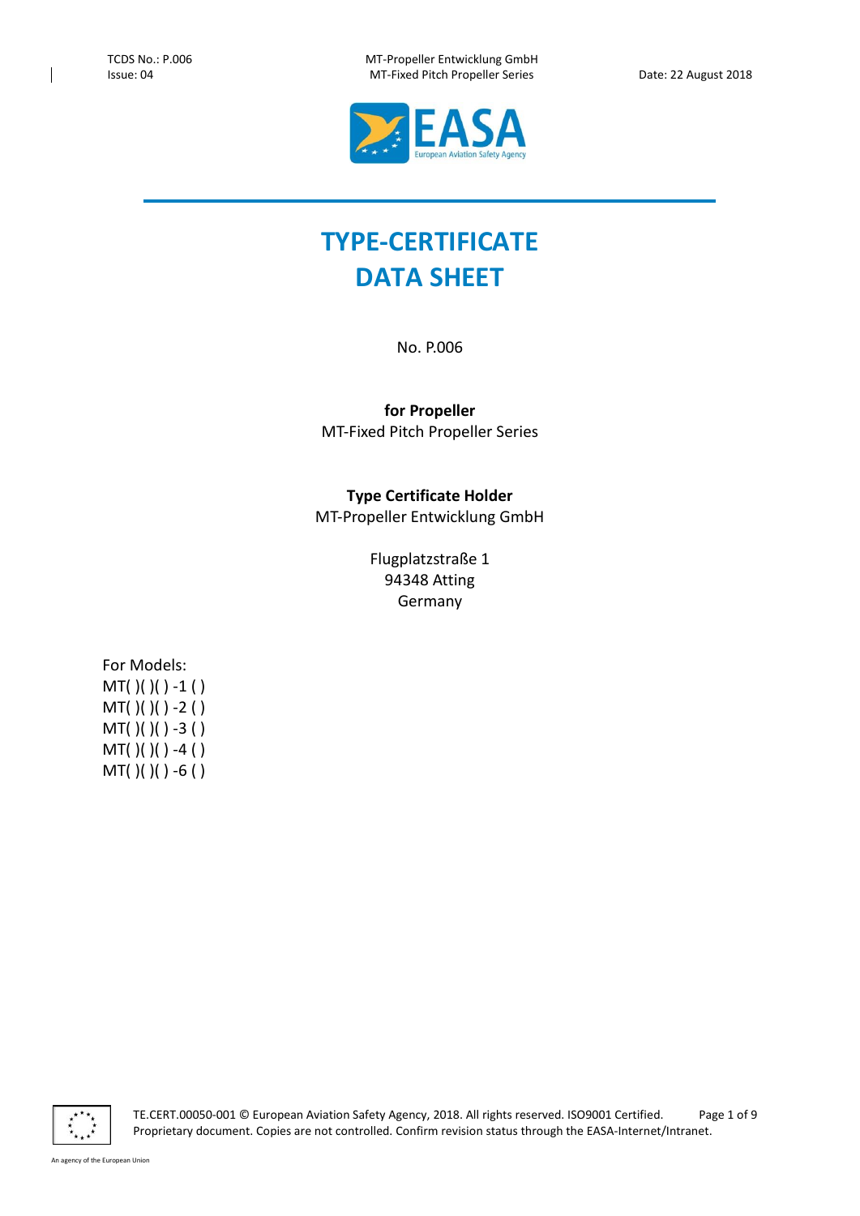# TYPE-CERTIFICATE DATA SHEET

No. P.006

**for Propeller**
MT-Fixed Pitch Propeller Series

**Type Certificate Holder**
MT-Propeller Entwicklung GmbH

Flugplatzstraße 1
94348 Atting
Germany

For Models:
MT( )( )( ) -1 ( )
MT( )( )( ) -2 ( )
MT( )( )( ) -3 ( )
MT( )( )( ) -4 ( )
MT( )( )( ) -6 ( )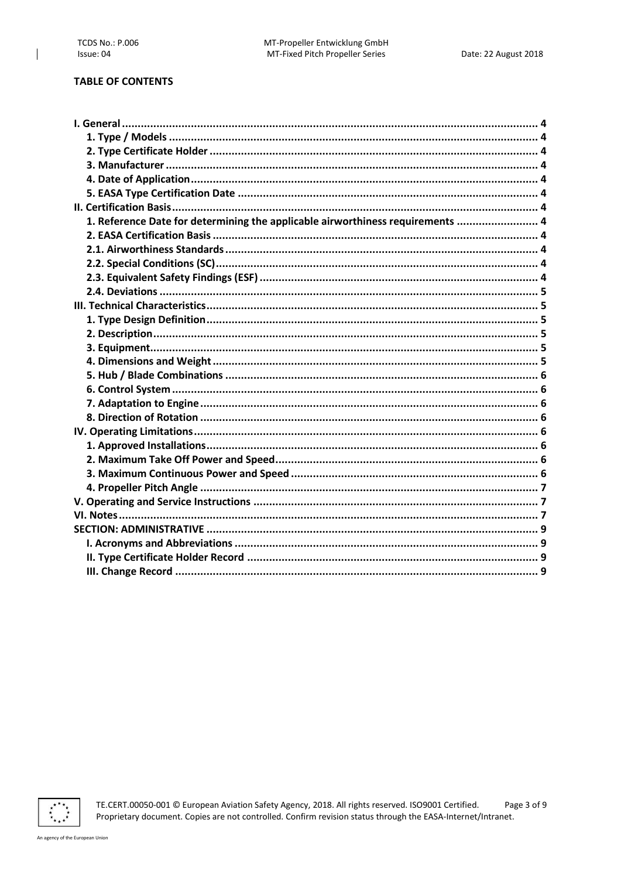**TABLE OF CONTENTS**

- **I. General** .......... 4
  - **1. Type / Models** .......... 4
  - **2. Type Certificate Holder** .......... 4
  - **3. Manufacturer** .......... 4
  - **4. Date of Application** .......... 4
  - **5. EASA Type Certification Date** .......... 4
- **II. Certification Basis** .......... 4
  - **1. Reference Date for determining the applicable airworthiness requirements** .......... 4
  - **2. EASA Certification Basis** .......... 4
  - **2.1. Airworthiness Standards** .......... 4
  - **2.2. Special Conditions (SC)** .......... 4
  - **2.3. Equivalent Safety Findings (ESF)** .......... 4
  - **2.4. Deviations** .......... 5
- **III. Technical Characteristics** .......... 5
  - **1. Type Design Definition** .......... 5
  - **2. Description** .......... 5
  - **3. Equipment** .......... 5
  - **4. Dimensions and Weight** .......... 5
  - **5. Hub / Blade Combinations** .......... 6
  - **6. Control System** .......... 6
  - **7. Adaptation to Engine** .......... 6
  - **8. Direction of Rotation** .......... 6
- **IV. Operating Limitations** .......... 6
  - **1. Approved Installations** .......... 6
  - **2. Maximum Take Off Power and Speed** .......... 6
  - **3. Maximum Continuous Power and Speed** .......... 6
  - **4. Propeller Pitch Angle** .......... 7
- **V. Operating and Service Instructions** .......... 7
- **VI. Notes** .......... 7
- **SECTION: ADMINISTRATIVE** .......... 9
  - **I. Acronyms and Abbreviations** .......... 9
  - **II. Type Certificate Holder Record** .......... 9
  - **III. Change Record** .......... 9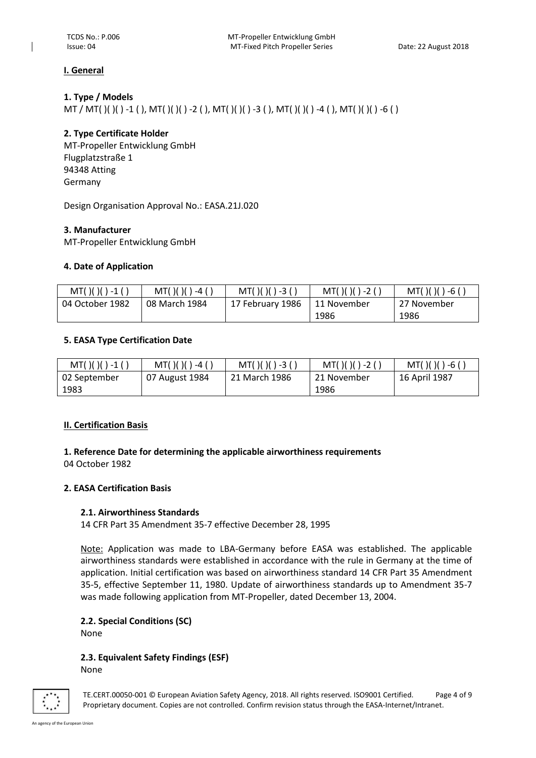## I. General

### 1. Type / Models

MT / MT( )( )( ) -1 ( ), MT( )( )( ) -2 ( ), MT( )( )( ) -3 ( ), MT( )( )( ) -4 ( ), MT( )( )( ) -6 ( )

### 2. Type Certificate Holder

MT-Propeller Entwicklung GmbH
Flugplatzstraße 1
94348 Atting
Germany

Design Organisation Approval No.: EASA.21J.020

### 3. Manufacturer

MT-Propeller Entwicklung GmbH

### 4. Date of Application

| MT( )( )( ) -1 ( ) | MT( )( )( ) -4 ( ) | MT( )( )( ) -3 ( ) | MT( )( )( ) -2 ( ) | MT( )( )( ) -6 ( ) |
|---|---|---|---|---|
| 04 October 1982 | 08 March 1984 | 17 February 1986 | 11 November 1986 | 27 November 1986 |

### 5. EASA Type Certification Date

| MT( )( )( ) -1 ( ) | MT( )( )( ) -4 ( ) | MT( )( )( ) -3 ( ) | MT( )( )( ) -2 ( ) | MT( )( )( ) -6 ( ) |
|---|---|---|---|---|
| 02 September 1983 | 07 August 1984 | 21 March 1986 | 21 November 1986 | 16 April 1987 |

## II. Certification Basis

### 1. Reference Date for determining the applicable airworthiness requirements

04 October 1982

### 2. EASA Certification Basis

#### 2.1. Airworthiness Standards

14 CFR Part 35 Amendment 35-7 effective December 28, 1995

Note: Application was made to LBA-Germany before EASA was established. The applicable airworthiness standards were established in accordance with the rule in Germany at the time of application. Initial certification was based on airworthiness standard 14 CFR Part 35 Amendment 35-5, effective September 11, 1980. Update of airworthiness standards up to Amendment 35-7 was made following application from MT-Propeller, dated December 13, 2004.

#### 2.2. Special Conditions (SC)

None

#### 2.3. Equivalent Safety Findings (ESF)

None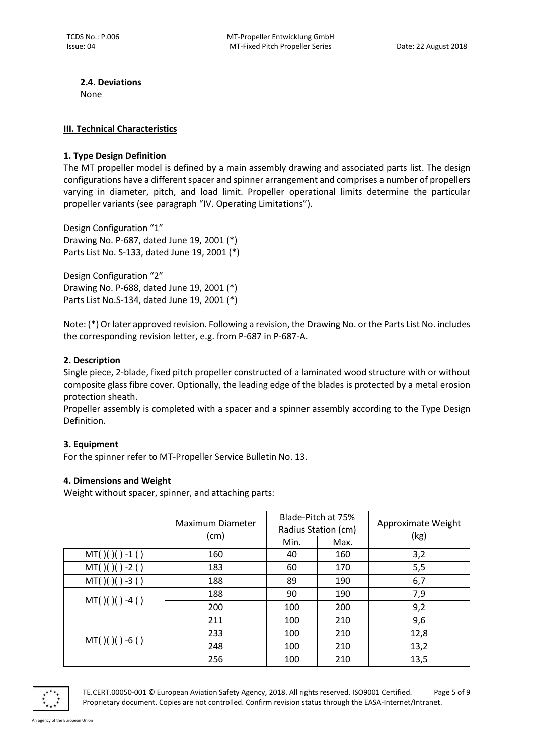### 2.4. Deviations

None

## III. Technical Characteristics

### 1. Type Design Definition

The MT propeller model is defined by a main assembly drawing and associated parts list. The design configurations have a different spacer and spinner arrangement and comprises a number of propellers varying in diameter, pitch, and load limit. Propeller operational limits determine the particular propeller variants (see paragraph "IV. Operating Limitations").

Design Configuration "1"
Drawing No. P-687, dated June 19, 2001 (*)
Parts List No. S-133, dated June 19, 2001 (*)

Design Configuration "2"
Drawing No. P-688, dated June 19, 2001 (*)
Parts List No.S-134, dated June 19, 2001 (*)

Note: (*) Or later approved revision. Following a revision, the Drawing No. or the Parts List No. includes the corresponding revision letter, e.g. from P-687 in P-687-A.

### 2. Description

Single piece, 2-blade, fixed pitch propeller constructed of a laminated wood structure with or without composite glass fibre cover. Optionally, the leading edge of the blades is protected by a metal erosion protection sheath.

Propeller assembly is completed with a spacer and a spinner assembly according to the Type Design Definition.

### 3. Equipment

For the spinner refer to MT-Propeller Service Bulletin No. 13.

### 4. Dimensions and Weight

Weight without spacer, spinner, and attaching parts:

| | Maximum Diameter (cm) | Blade-Pitch at 75% Radius Station (cm) | | Approximate Weight (kg) |
|---|---|---|---|---|
| | | Min. | Max. | |
| MT( )( )( ) -1 ( ) | 160 | 40 | 160 | 3,2 |
| MT( )( )( ) -2 ( ) | 183 | 60 | 170 | 5,5 |
| MT( )( )( ) -3 ( ) | 188 | 89 | 190 | 6,7 |
| MT( )( )( ) -4 ( ) | 188 | 90 | 190 | 7,9 |
| | 200 | 100 | 200 | 9,2 |
| MT( )( )( ) -6 ( ) | 211 | 100 | 210 | 9,6 |
| | 233 | 100 | 210 | 12,8 |
| | 248 | 100 | 210 | 13,2 |
| | 256 | 100 | 210 | 13,5 |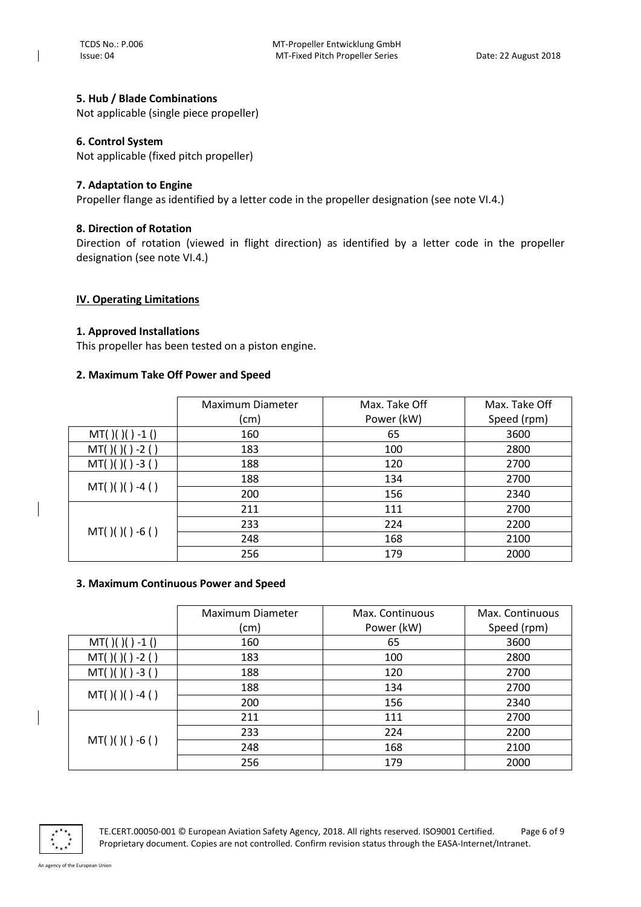### 5. Hub / Blade Combinations

Not applicable (single piece propeller)

### 6. Control System

Not applicable (fixed pitch propeller)

### 7. Adaptation to Engine

Propeller flange as identified by a letter code in the propeller designation (see note VI.4.)

### 8. Direction of Rotation

Direction of rotation (viewed in flight direction) as identified by a letter code in the propeller designation (see note VI.4.)

## IV. Operating Limitations

### 1. Approved Installations

This propeller has been tested on a piston engine.

### 2. Maximum Take Off Power and Speed

| | Maximum Diameter (cm) | Max. Take Off Power (kW) | Max. Take Off Speed (rpm) |
|---|---|---|---|
| MT( )( )( ) -1 () | 160 | 65 | 3600 |
| MT( )( )( ) -2 ( ) | 183 | 100 | 2800 |
| MT( )( )( ) -3 ( ) | 188 | 120 | 2700 |
| MT( )( )( ) -4 ( ) | 188 | 134 | 2700 |
| | 200 | 156 | 2340 |
| MT( )( )( ) -6 ( ) | 211 | 111 | 2700 |
| | 233 | 224 | 2200 |
| | 248 | 168 | 2100 |
| | 256 | 179 | 2000 |

### 3. Maximum Continuous Power and Speed

| | Maximum Diameter (cm) | Max. Continuous Power (kW) | Max. Continuous Speed (rpm) |
|---|---|---|---|
| MT( )( )( ) -1 () | 160 | 65 | 3600 |
| MT( )( )( ) -2 ( ) | 183 | 100 | 2800 |
| MT( )( )( ) -3 ( ) | 188 | 120 | 2700 |
| MT( )( )( ) -4 ( ) | 188 | 134 | 2700 |
| | 200 | 156 | 2340 |
| MT( )( )( ) -6 ( ) | 211 | 111 | 2700 |
| | 233 | 224 | 2200 |
| | 248 | 168 | 2100 |
| | 256 | 179 | 2000 |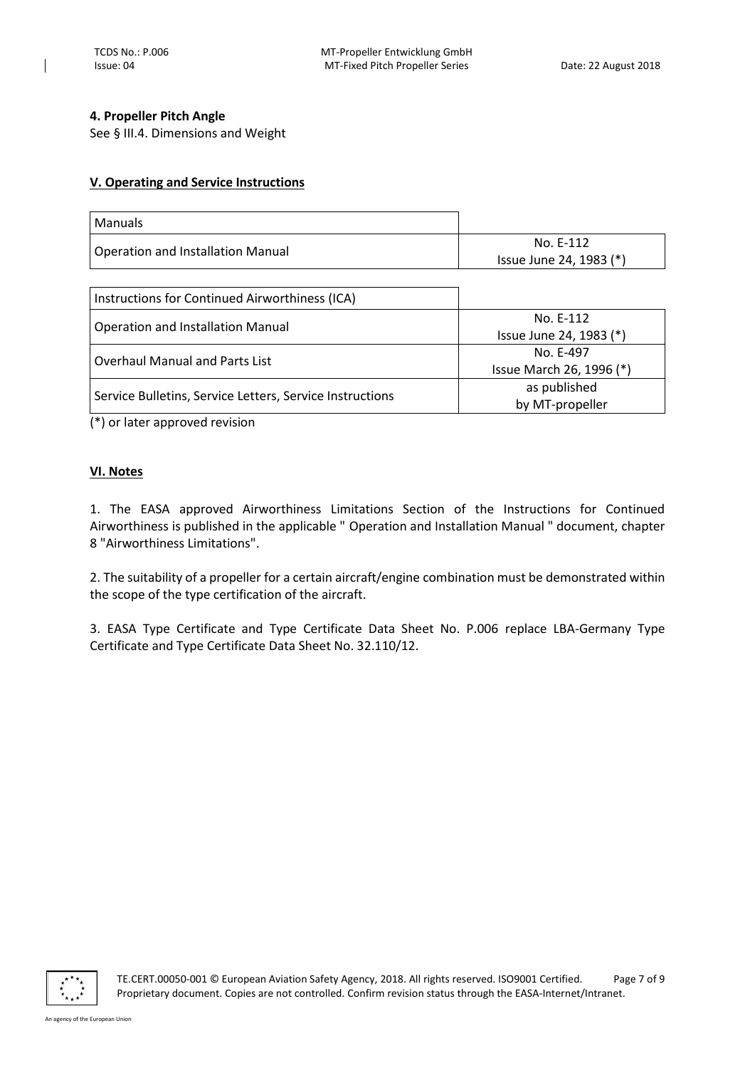**4. Propeller Pitch Angle**

See § III.4. Dimensions and Weight

## V. Operating and Service Instructions

| Manuals | |
|---|---|
| Operation and Installation Manual | No. E-112<br>Issue June 24, 1983 (*) |

| Instructions for Continued Airworthiness (ICA) | |
|---|---|
| Operation and Installation Manual | No. E-112<br>Issue June 24, 1983 (*) |
| Overhaul Manual and Parts List | No. E-497<br>Issue March 26, 1996 (*) |
| Service Bulletins, Service Letters, Service Instructions | as published<br>by MT-propeller |

(*) or later approved revision

## VI. Notes

1. The EASA approved Airworthiness Limitations Section of the Instructions for Continued Airworthiness is published in the applicable " Operation and Installation Manual " document, chapter 8 "Airworthiness Limitations".

2. The suitability of a propeller for a certain aircraft/engine combination must be demonstrated within the scope of the type certification of the aircraft.

3. EASA Type Certificate and Type Certificate Data Sheet No. P.006 replace LBA-Germany Type Certificate and Type Certificate Data Sheet No. 32.110/12.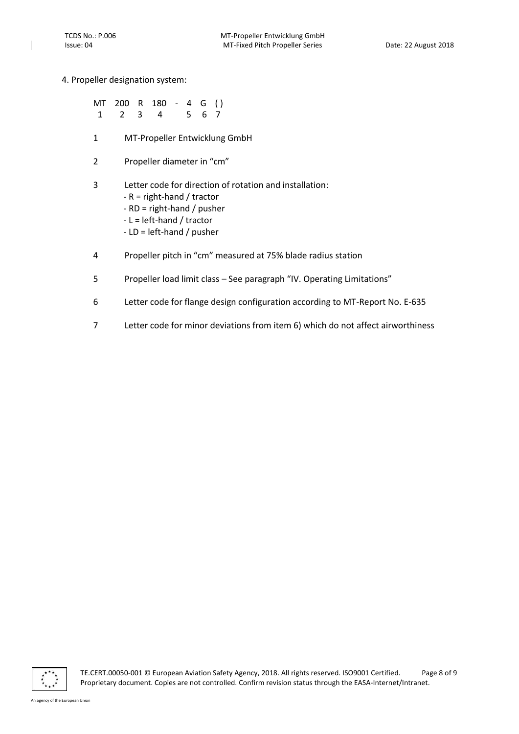4. Propeller designation system:

```
MT  200  R  180  -  4  G  ( )
 1    2  3    4     5  6   7
```

1 MT-Propeller Entwicklung GmbH

2 Propeller diameter in "cm"

3 Letter code for direction of rotation and installation:
- R = right-hand / tractor
- RD = right-hand / pusher
- L = left-hand / tractor
- LD = left-hand / pusher

4 Propeller pitch in "cm" measured at 75% blade radius station

5 Propeller load limit class – See paragraph "IV. Operating Limitations"

6 Letter code for flange design configuration according to MT-Report No. E-635

7 Letter code for minor deviations from item 6) which do not affect airworthiness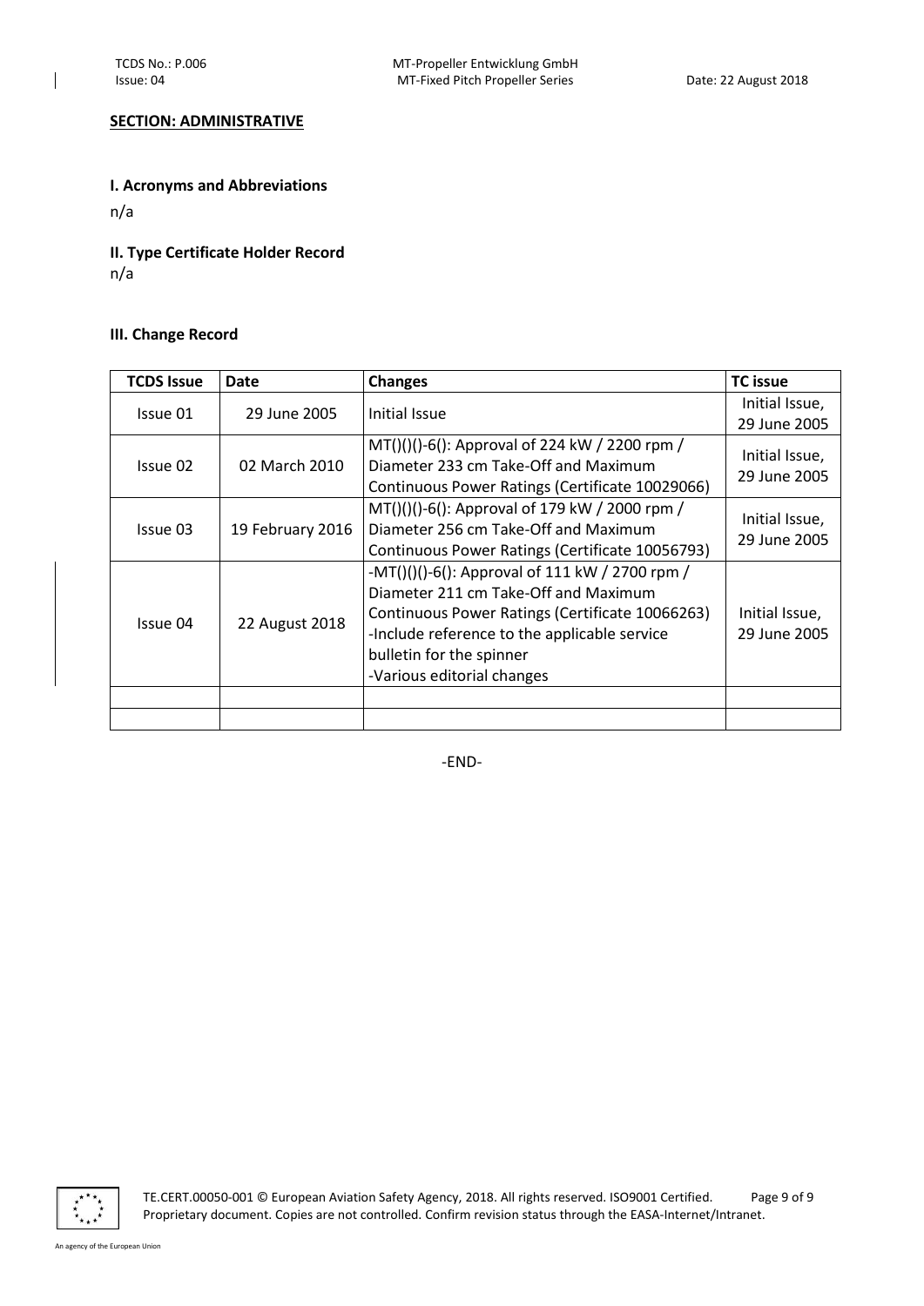**SECTION: ADMINISTRATIVE**

**I. Acronyms and Abbreviations**

n/a

**II. Type Certificate Holder Record**

n/a

**III. Change Record**

| TCDS Issue | Date | Changes | TC issue |
|---|---|---|---|
| Issue 01 | 29 June 2005 | Initial Issue | Initial Issue, 29 June 2005 |
| Issue 02 | 02 March 2010 | MT()()()-6(): Approval of 224 kW / 2200 rpm / Diameter 233 cm Take-Off and Maximum Continuous Power Ratings (Certificate 10029066) | Initial Issue, 29 June 2005 |
| Issue 03 | 19 February 2016 | MT()()()-6(): Approval of 179 kW / 2000 rpm / Diameter 256 cm Take-Off and Maximum Continuous Power Ratings (Certificate 10056793) | Initial Issue, 29 June 2005 |
| Issue 04 | 22 August 2018 | -MT()()()-6(): Approval of 111 kW / 2700 rpm / Diameter 211 cm Take-Off and Maximum Continuous Power Ratings (Certificate 10066263)<br>-Include reference to the applicable service bulletin for the spinner<br>-Various editorial changes | Initial Issue, 29 June 2005 |
| | | | |
| | | | |

-END-